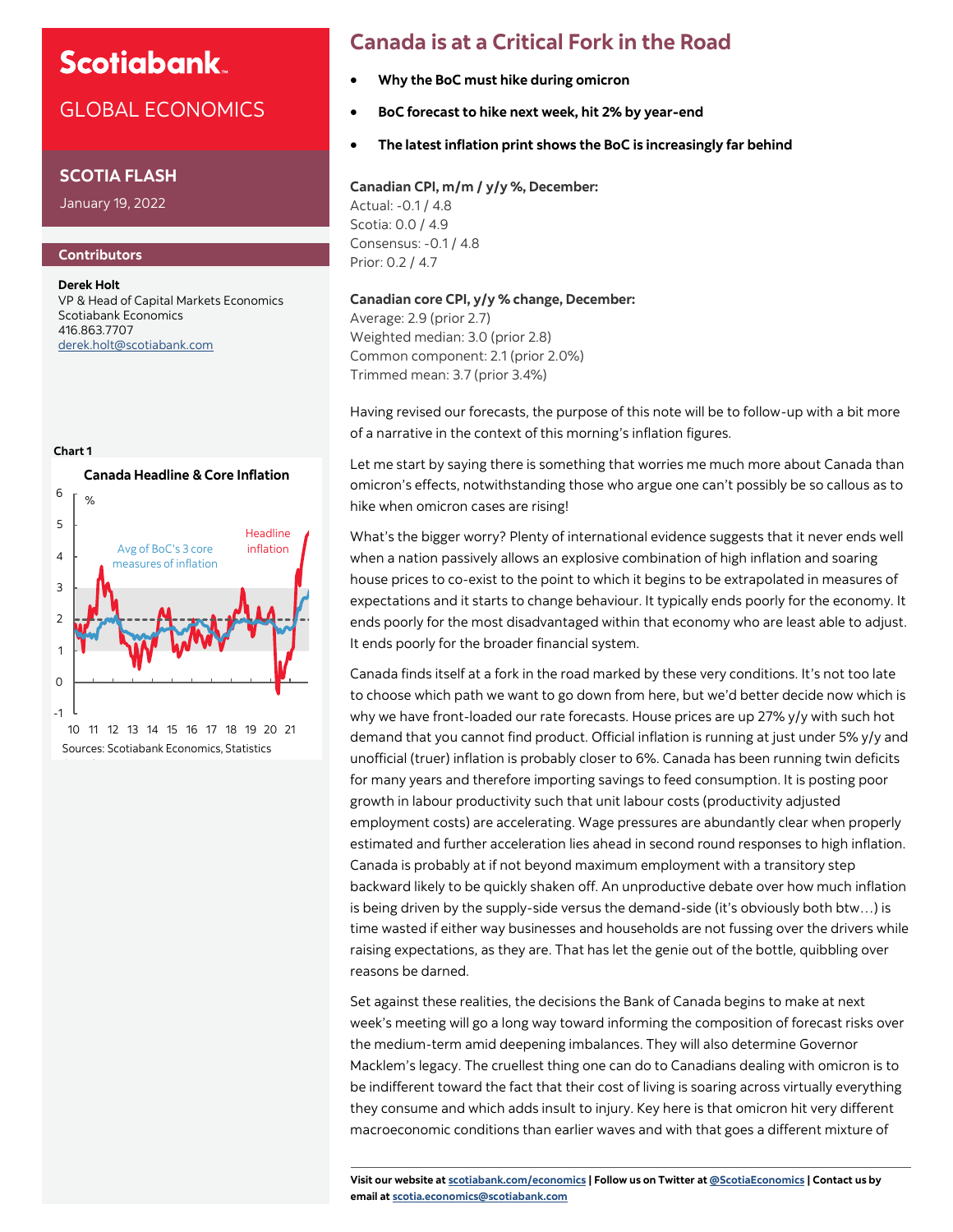# Scotiabank.

GLOBAL ECONOMICS

## SCOTIA FLASH

January 19, 2022

### Contributors

**Derek Holt**
VP & Head of Capital Markets Economics
Scotiabank Economics
416.863.7707
derek.holt@scotiabank.com

Chart 1

Canada Headline & Core Inflation

Sources: Scotiabank Economics, Statistics

# Canada is at a Critical Fork in the Road

- **Why the BoC must hike during omicron**
- **BoC forecast to hike next week, hit 2% by year-end**
- **The latest inflation print shows the BoC is increasingly far behind**

**Canadian CPI, m/m / y/y %, December:**
Actual: -0.1 / 4.8
Scotia: 0.0 / 4.9
Consensus: -0.1 / 4.8
Prior: 0.2 / 4.7

**Canadian core CPI, y/y % change, December:**
Average: 2.9 (prior 2.7)
Weighted median: 3.0 (prior 2.8)
Common component: 2.1 (prior 2.0%)
Trimmed mean: 3.7 (prior 3.4%)

Having revised our forecasts, the purpose of this note will be to follow-up with a bit more of a narrative in the context of this morning's inflation figures.

Let me start by saying there is something that worries me much more about Canada than omicron's effects, notwithstanding those who argue one can't possibly be so callous as to hike when omicron cases are rising!

What's the bigger worry? Plenty of international evidence suggests that it never ends well when a nation passively allows an explosive combination of high inflation and soaring house prices to co-exist to the point to which it begins to be extrapolated in measures of expectations and it starts to change behaviour. It typically ends poorly for the economy. It ends poorly for the most disadvantaged within that economy who are least able to adjust. It ends poorly for the broader financial system.

Canada finds itself at a fork in the road marked by these very conditions. It's not too late to choose which path we want to go down from here, but we'd better decide now which is why we have front-loaded our rate forecasts. House prices are up 27% y/y with such hot demand that you cannot find product. Official inflation is running at just under 5% y/y and unofficial (truer) inflation is probably closer to 6%. Canada has been running twin deficits for many years and therefore importing savings to feed consumption. It is posting poor growth in labour productivity such that unit labour costs (productivity adjusted employment costs) are accelerating. Wage pressures are abundantly clear when properly estimated and further acceleration lies ahead in second round responses to high inflation. Canada is probably at if not beyond maximum employment with a transitory step backward likely to be quickly shaken off. An unproductive debate over how much inflation is being driven by the supply-side versus the demand-side (it's obviously both btw…) is time wasted if either way businesses and households are not fussing over the drivers while raising expectations, as they are. That has let the genie out of the bottle, quibbling over reasons be darned.

Set against these realities, the decisions the Bank of Canada begins to make at next week's meeting will go a long way toward informing the composition of forecast risks over the medium-term amid deepening imbalances. They will also determine Governor Macklem's legacy. The cruellest thing one can do to Canadians dealing with omicron is to be indifferent toward the fact that their cost of living is soaring across virtually everything they consume and which adds insult to injury. Key here is that omicron hit very different macroeconomic conditions than earlier waves and with that goes a different mixture of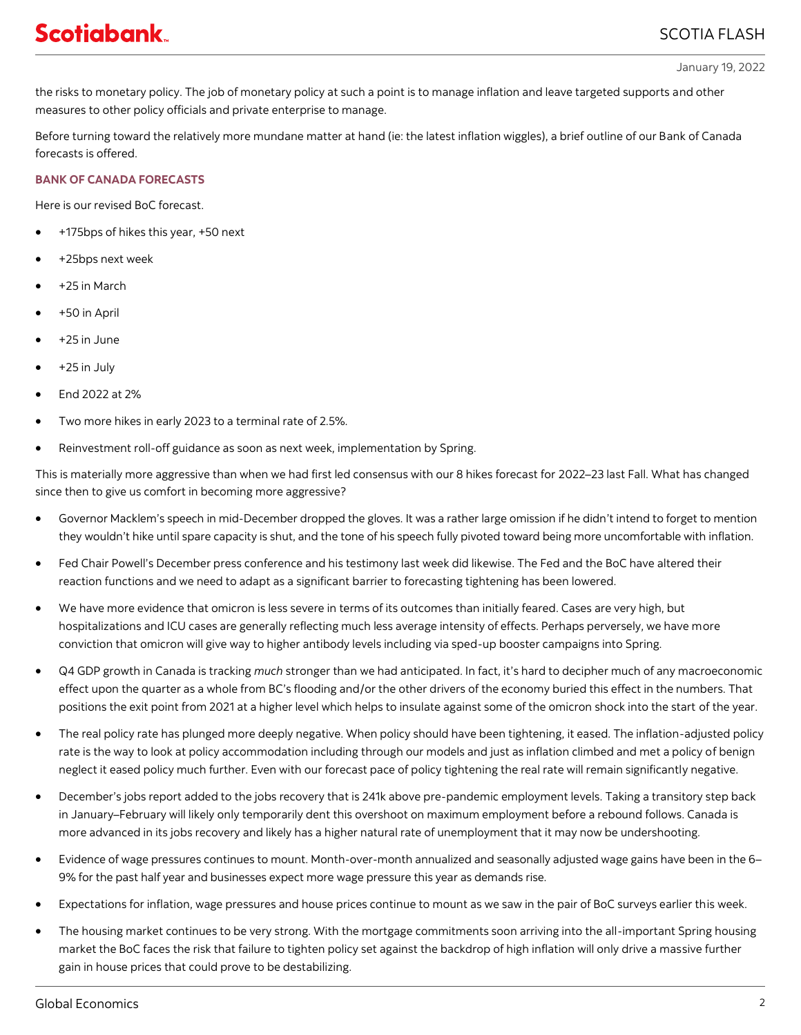the risks to monetary policy. The job of monetary policy at such a point is to manage inflation and leave targeted supports and other measures to other policy officials and private enterprise to manage.

Before turning toward the relatively more mundane matter at hand (ie: the latest inflation wiggles), a brief outline of our Bank of Canada forecasts is offered.

**BANK OF CANADA FORECASTS**

Here is our revised BoC forecast.

- +175bps of hikes this year, +50 next
- +25bps next week
- +25 in March
- +50 in April
- +25 in June
- +25 in July
- End 2022 at 2%
- Two more hikes in early 2023 to a terminal rate of 2.5%.
- Reinvestment roll-off guidance as soon as next week, implementation by Spring.

This is materially more aggressive than when we had first led consensus with our 8 hikes forecast for 2022–23 last Fall. What has changed since then to give us comfort in becoming more aggressive?

- Governor Macklem's speech in mid-December dropped the gloves. It was a rather large omission if he didn't intend to forget to mention they wouldn't hike until spare capacity is shut, and the tone of his speech fully pivoted toward being more uncomfortable with inflation.
- Fed Chair Powell's December press conference and his testimony last week did likewise. The Fed and the BoC have altered their reaction functions and we need to adapt as a significant barrier to forecasting tightening has been lowered.
- We have more evidence that omicron is less severe in terms of its outcomes than initially feared. Cases are very high, but hospitalizations and ICU cases are generally reflecting much less average intensity of effects. Perhaps perversely, we have more conviction that omicron will give way to higher antibody levels including via sped-up booster campaigns into Spring.
- Q4 GDP growth in Canada is tracking *much* stronger than we had anticipated. In fact, it's hard to decipher much of any macroeconomic effect upon the quarter as a whole from BC's flooding and/or the other drivers of the economy buried this effect in the numbers. That positions the exit point from 2021 at a higher level which helps to insulate against some of the omicron shock into the start of the year.
- The real policy rate has plunged more deeply negative. When policy should have been tightening, it eased. The inflation-adjusted policy rate is the way to look at policy accommodation including through our models and just as inflation climbed and met a policy of benign neglect it eased policy much further. Even with our forecast pace of policy tightening the real rate will remain significantly negative.
- December's jobs report added to the jobs recovery that is 241k above pre-pandemic employment levels. Taking a transitory step back in January–February will likely only temporarily dent this overshoot on maximum employment before a rebound follows. Canada is more advanced in its jobs recovery and likely has a higher natural rate of unemployment that it may now be undershooting.
- Evidence of wage pressures continues to mount. Month-over-month annualized and seasonally adjusted wage gains have been in the 6–9% for the past half year and businesses expect more wage pressure this year as demands rise.
- Expectations for inflation, wage pressures and house prices continue to mount as we saw in the pair of BoC surveys earlier this week.
- The housing market continues to be very strong. With the mortgage commitments soon arriving into the all-important Spring housing market the BoC faces the risk that failure to tighten policy set against the backdrop of high inflation will only drive a massive further gain in house prices that could prove to be destabilizing.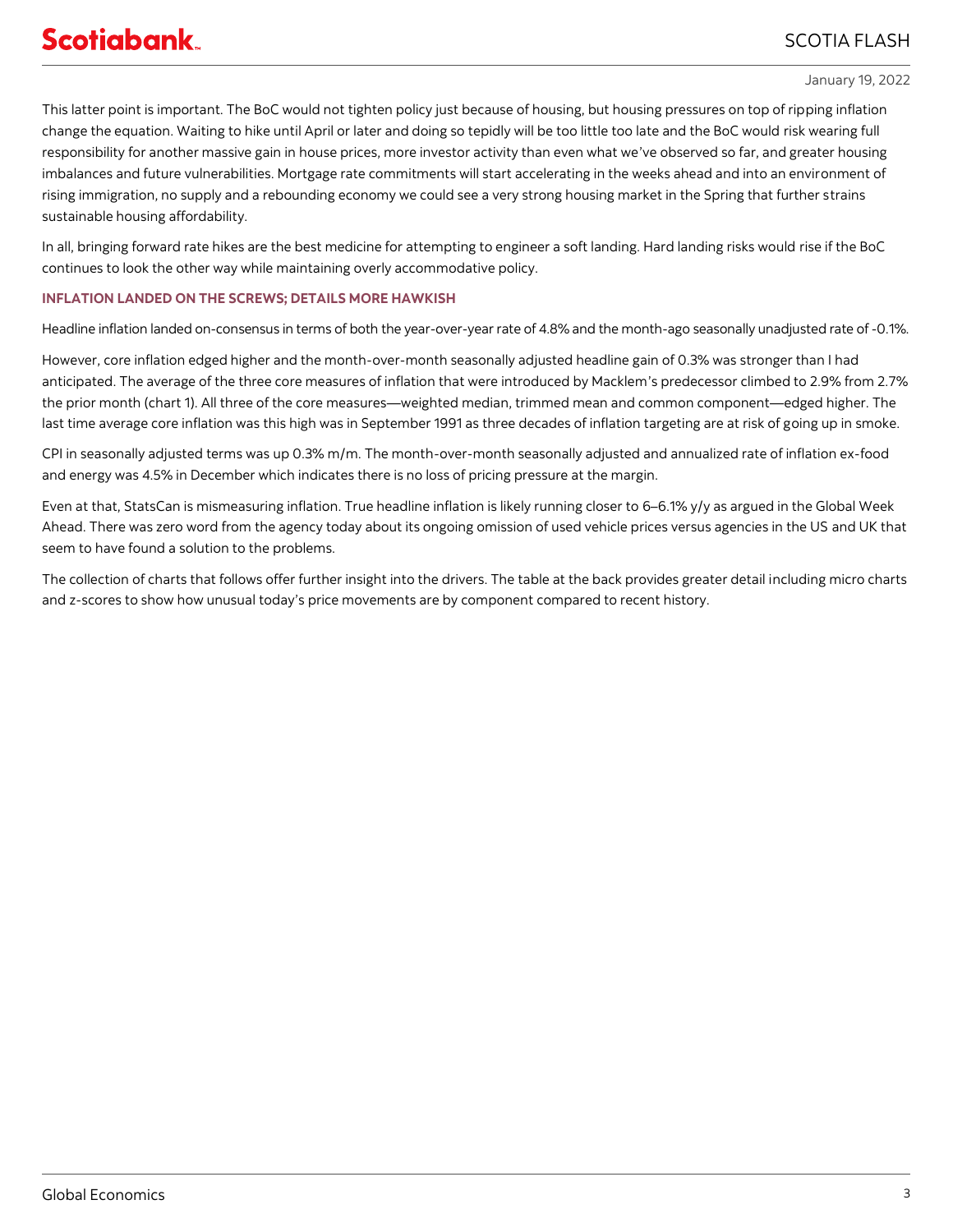This latter point is important. The BoC would not tighten policy just because of housing, but housing pressures on top of ripping inflation change the equation. Waiting to hike until April or later and doing so tepidly will be too little too late and the BoC would risk wearing full responsibility for another massive gain in house prices, more investor activity than even what we've observed so far, and greater housing imbalances and future vulnerabilities. Mortgage rate commitments will start accelerating in the weeks ahead and into an environment of rising immigration, no supply and a rebounding economy we could see a very strong housing market in the Spring that further strains sustainable housing affordability.

In all, bringing forward rate hikes are the best medicine for attempting to engineer a soft landing. Hard landing risks would rise if the BoC continues to look the other way while maintaining overly accommodative policy.

**INFLATION LANDED ON THE SCREWS; DETAILS MORE HAWKISH**

Headline inflation landed on-consensus in terms of both the year-over-year rate of 4.8% and the month-ago seasonally unadjusted rate of -0.1%.

However, core inflation edged higher and the month-over-month seasonally adjusted headline gain of 0.3% was stronger than I had anticipated. The average of the three core measures of inflation that were introduced by Macklem's predecessor climbed to 2.9% from 2.7% the prior month (chart 1). All three of the core measures—weighted median, trimmed mean and common component—edged higher. The last time average core inflation was this high was in September 1991 as three decades of inflation targeting are at risk of going up in smoke.

CPI in seasonally adjusted terms was up 0.3% m/m. The month-over-month seasonally adjusted and annualized rate of inflation ex-food and energy was 4.5% in December which indicates there is no loss of pricing pressure at the margin.

Even at that, StatsCan is mismeasuring inflation. True headline inflation is likely running closer to 6–6.1% y/y as argued in the Global Week Ahead. There was zero word from the agency today about its ongoing omission of used vehicle prices versus agencies in the US and UK that seem to have found a solution to the problems.

The collection of charts that follows offer further insight into the drivers. The table at the back provides greater detail including micro charts and z-scores to show how unusual today's price movements are by component compared to recent history.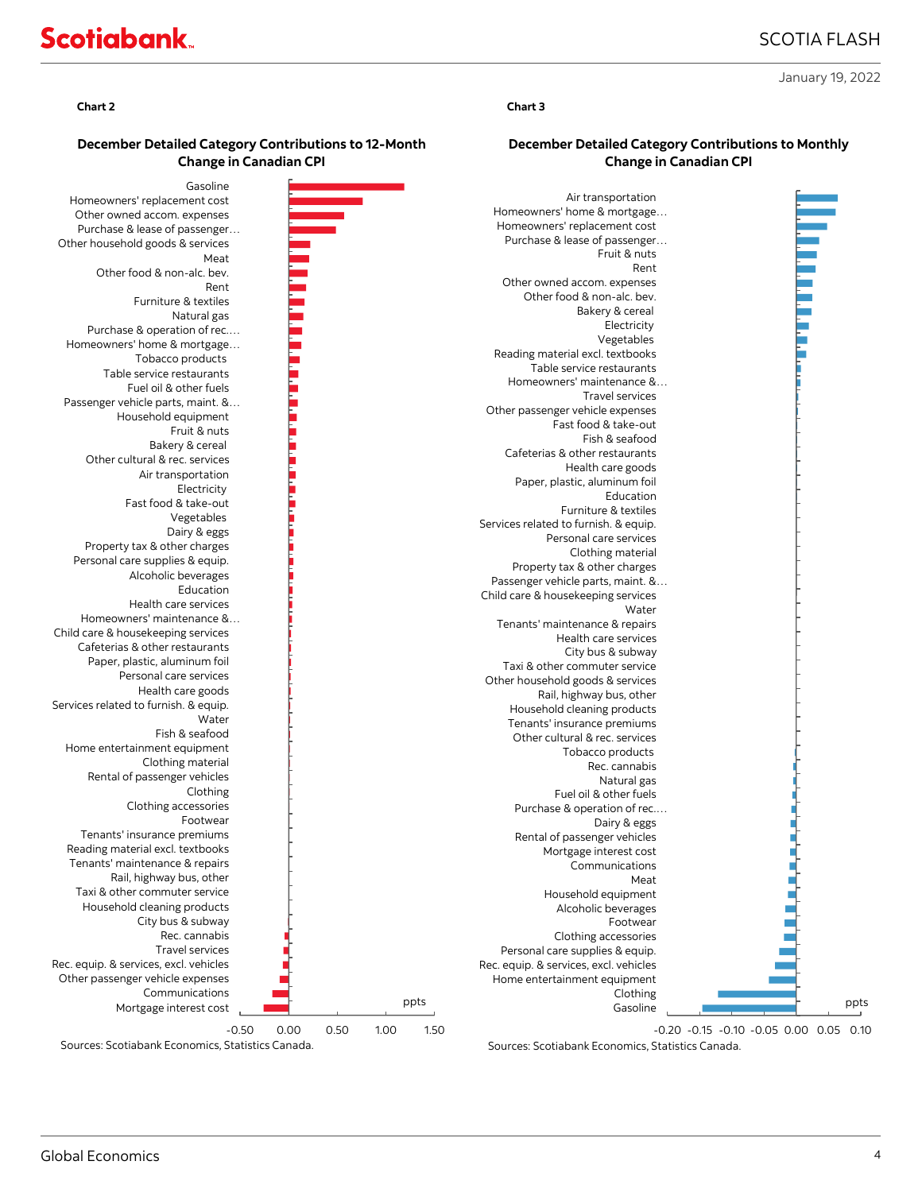Chart 2

**December Detailed Category Contributions to 12-Month Change in Canadian CPI**

Categories (top to bottom): Gasoline; Homeowners' replacement cost; Other owned accom. expenses; Purchase & lease of passenger…; Other household goods & services; Meat; Other food & non-alc. bev.; Rent; Furniture & textiles; Natural gas; Purchase & operation of rec.…; Homeowners' home & mortgage…; Tobacco products; Table service restaurants; Fuel oil & other fuels; Passenger vehicle parts, maint. &…; Household equipment; Fruit & nuts; Bakery & cereal; Other cultural & rec. services; Air transportation; Electricity; Fast food & take-out; Vegetables; Dairy & eggs; Property tax & other charges; Personal care supplies & equip.; Alcoholic beverages; Education; Health care services; Homeowners' maintenance &…; Child care & housekeeping services; Cafeterias & other restaurants; Paper, plastic, aluminum foil; Personal care services; Health care goods; Services related to furnish. & equip.; Water; Fish & seafood; Home entertainment equipment; Clothing material; Rental of passenger vehicles; Clothing; Clothing accessories; Footwear; Tenants' insurance premiums; Reading material excl. textbooks; Tenants' maintenance & repairs; Rail, highway bus, other; Taxi & other commuter service; Household cleaning products; City bus & subway; Rec. cannabis; Travel services; Rec. equip. & services, excl. vehicles; Other passenger vehicle expenses; Communications; Mortgage interest cost

Axis: -0.50, 0.00, 0.50, 1.00, 1.50 (ppts)

Sources: Scotiabank Economics, Statistics Canada.

Chart 3

**December Detailed Category Contributions to Monthly Change in Canadian CPI**

Categories (top to bottom): Air transportation; Homeowners' home & mortgage…; Homeowners' replacement cost; Purchase & lease of passenger…; Fruit & nuts; Rent; Other owned accom. expenses; Other food & non-alc. bev.; Bakery & cereal; Electricity; Vegetables; Reading material excl. textbooks; Table service restaurants; Homeowners' maintenance &…; Travel services; Other passenger vehicle expenses; Fast food & take-out; Fish & seafood; Cafeterias & other restaurants; Health care goods; Paper, plastic, aluminum foil; Education; Furniture & textiles; Services related to furnish. & equip.; Personal care services; Clothing material; Property tax & other charges; Passenger vehicle parts, maint. &…; Child care & housekeeping services; Water; Tenants' maintenance & repairs; Health care services; City bus & subway; Taxi & other commuter service; Other household goods & services; Rail, highway bus, other; Household cleaning products; Tenants' insurance premiums; Other cultural & rec. services; Tobacco products; Rec. cannabis; Natural gas; Fuel oil & other fuels; Purchase & operation of rec.…; Dairy & eggs; Rental of passenger vehicles; Mortgage interest cost; Communications; Meat; Household equipment; Alcoholic beverages; Footwear; Clothing accessories; Personal care supplies & equip.; Rec. equip. & services, excl. vehicles; Home entertainment equipment; Clothing; Gasoline

Axis: -0.20, -0.15, -0.10, -0.05, 0.00, 0.05, 0.10 (ppts)

Sources: Scotiabank Economics, Statistics Canada.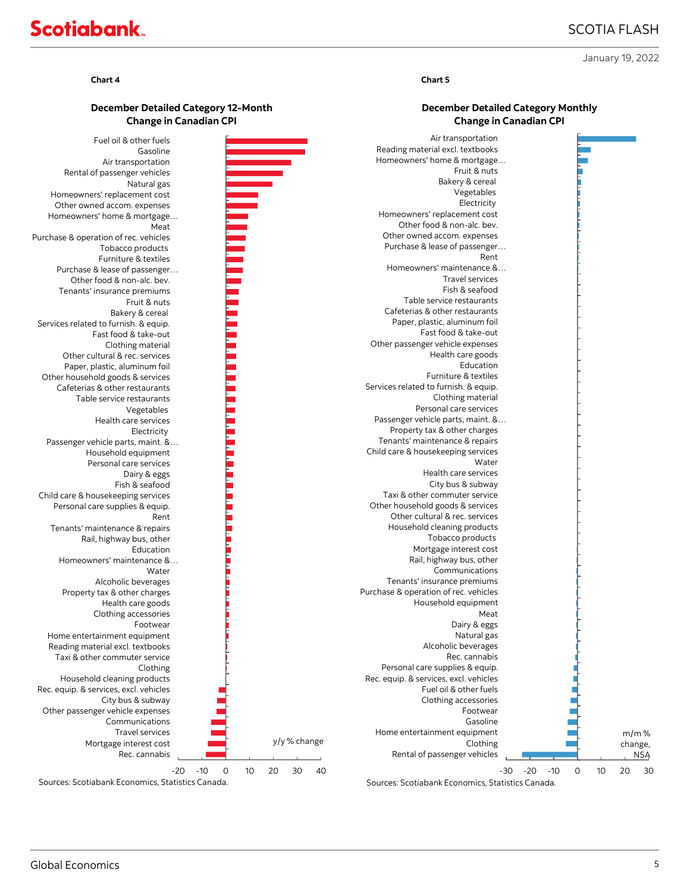**Chart 4**

**December Detailed Category 12-Month Change in Canadian CPI**

Fuel oil & other fuels
Gasoline
Air transportation
Rental of passenger vehicles
Natural gas
Homeowners' replacement cost
Other owned accom. expenses
Homeowners' home & mortgage…
Meat
Purchase & operation of rec. vehicles
Tobacco products
Furniture & textiles
Purchase & lease of passenger…
Other food & non-alc. bev.
Tenants' insurance premiums
Fruit & nuts
Bakery & cereal
Services related to furnish. & equip.
Fast food & take-out
Clothing material
Other cultural & rec. services
Paper, plastic, aluminum foil
Other household goods & services
Cafeterias & other restaurants
Table service restaurants
Vegetables
Health care services
Electricity
Passenger vehicle parts, maint. &…
Household equipment
Personal care services
Dairy & eggs
Fish & seafood
Child care & housekeeping services
Personal care supplies & equip.
Rent
Tenants' maintenance & repairs
Rail, highway bus, other
Education
Homeowners' maintenance &…
Water
Alcoholic beverages
Property tax & other charges
Health care goods
Clothing accessories
Footwear
Home entertainment equipment
Reading material excl. textbooks
Taxi & other commuter service
Clothing
Household cleaning products
Rec. equip. & services, excl. vehicles
City bus & subway
Other passenger vehicle expenses
Communications
Travel services
Mortgage interest cost
Rec. cannabis

y/y % change

-20 -10 0 10 20 30 40

Sources: Scotiabank Economics, Statistics Canada.

**Chart 5**

**December Detailed Category Monthly Change in Canadian CPI**

Air transportation
Reading material excl. textbooks
Homeowners' home & mortgage…
Fruit & nuts
Bakery & cereal
Vegetables
Electricity
Homeowners' replacement cost
Other food & non-alc. bev.
Other owned accom. expenses
Purchase & lease of passenger…
Rent
Homeowners' maintenance &…
Travel services
Fish & seafood
Table service restaurants
Cafeterias & other restaurants
Paper, plastic, aluminum foil
Fast food & take-out
Other passenger vehicle expenses
Health care goods
Education
Furniture & textiles
Services related to furnish. & equip.
Clothing material
Personal care services
Passenger vehicle parts, maint. &…
Property tax & other charges
Tenants' maintenance & repairs
Child care & housekeeping services
Water
Health care services
City bus & subway
Taxi & other commuter service
Other household goods & services
Other cultural & rec. services
Household cleaning products
Tobacco products
Mortgage interest cost
Rail, highway bus, other
Communications
Tenants' insurance premiums
Purchase & operation of rec. vehicles
Household equipment
Meat
Dairy & eggs
Natural gas
Alcoholic beverages
Rec. cannabis
Personal care supplies & equip.
Rec. equip. & services, excl. vehicles
Fuel oil & other fuels
Clothing accessories
Footwear
Gasoline
Home entertainment equipment
Clothing
Rental of passenger vehicles

m/m % change, NSA

-30 -20 -10 0 10 20 30

Sources: Scotiabank Economics, Statistics Canada.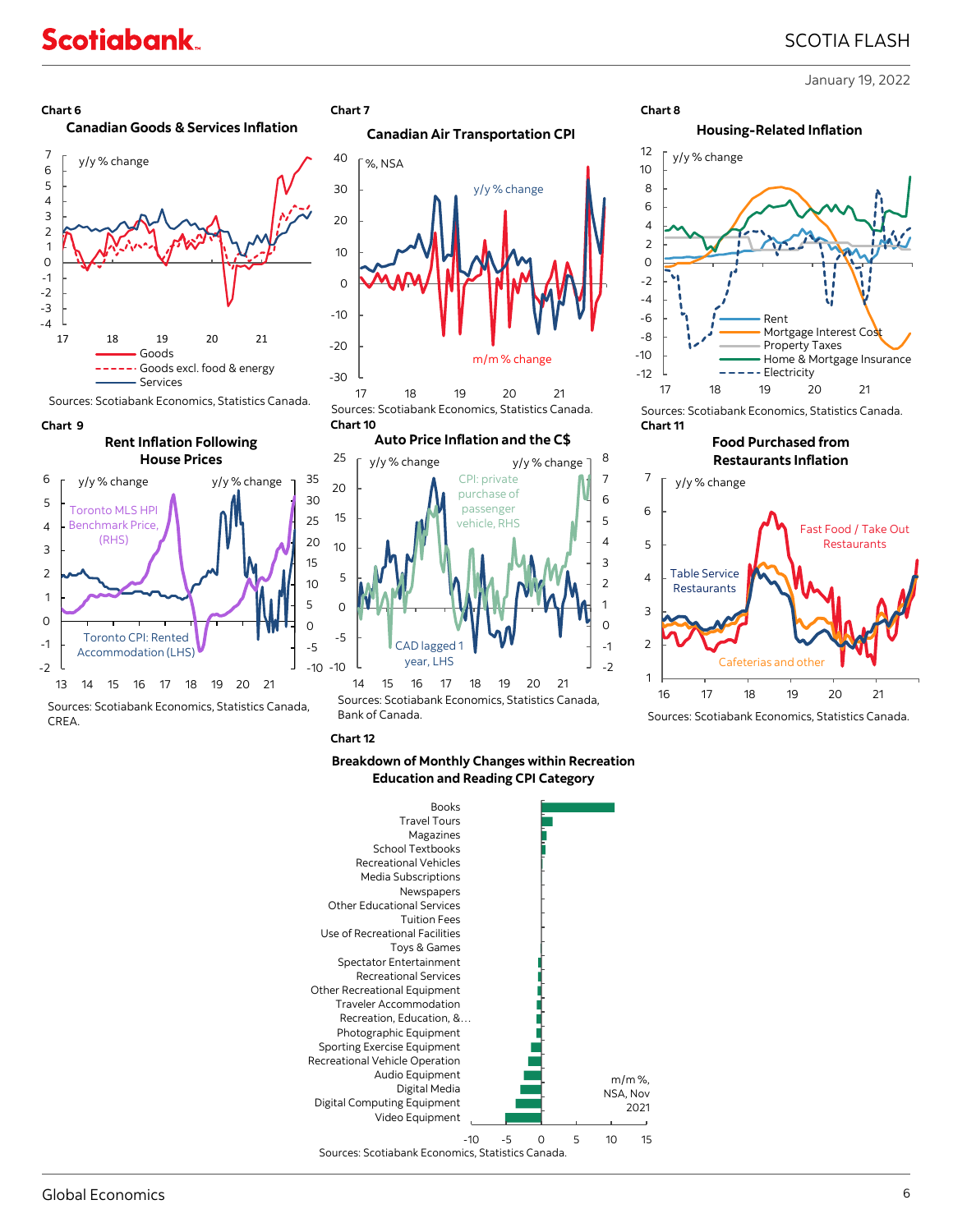**Chart 6**

**Canadian Goods & Services Inflation**

y/y % change

- Goods
- Goods excl. food & energy
- Services

Sources: Scotiabank Economics, Statistics Canada.

**Chart 7**

**Canadian Air Transportation CPI**

%, NSA

y/y % change

m/m % change

Sources: Scotiabank Economics, Statistics Canada.

**Chart 8**

**Housing-Related Inflation**

y/y % change

- Rent
- Mortgage Interest Cost
- Property Taxes
- Home & Mortgage Insurance
- Electricity

Sources: Scotiabank Economics, Statistics Canada.

**Chart 9**

**Rent Inflation Following House Prices**

y/y % change | y/y % change

Toronto MLS HPI Benchmark Price, (RHS)

Toronto CPI: Rented Accommodation (LHS)

Sources: Scotiabank Economics, Statistics Canada, CREA.

**Chart 10**

**Auto Price Inflation and the C$**

y/y % change | y/y % change

CPI: private purchase of passenger vehicle, RHS

CAD lagged 1 year, LHS

Sources: Scotiabank Economics, Statistics Canada, Bank of Canada.

**Chart 11**

**Food Purchased from Restaurants Inflation**

y/y % change

Fast Food / Take Out Restaurants

Table Service Restaurants

Cafeterias and other

Sources: Scotiabank Economics, Statistics Canada.

**Chart 12**

**Breakdown of Monthly Changes within Recreation Education and Reading CPI Category**

m/m %, NSA, Nov 2021

- Books
- Travel Tours
- Magazines
- School Textbooks
- Recreational Vehicles
- Media Subscriptions
- Newspapers
- Other Educational Services
- Tuition Fees
- Use of Recreational Facilities
- Toys & Games
- Spectator Entertainment
- Recreational Services
- Other Recreational Equipment
- Traveler Accommodation
- Recreation, Education, &…
- Photographic Equipment
- Sporting Exercise Equipment
- Recreational Vehicle Operation
- Audio Equipment
- Digital Media
- Digital Computing Equipment
- Video Equipment

Sources: Scotiabank Economics, Statistics Canada.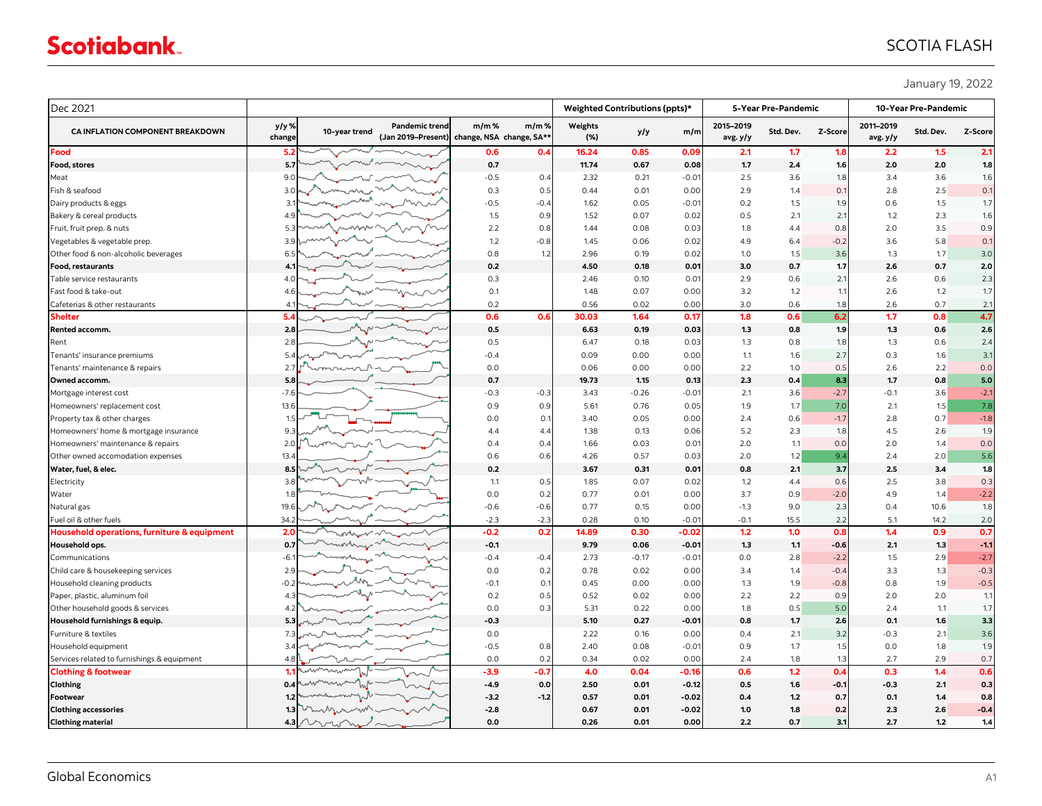January 19, 2022

| Dec 2021 | | | | | | Weighted Contributions (ppts)* | | | 5-Year Pre-Pandemic | | | 10-Year Pre-Pandemic | | |
|---|---|---|---|---|---|---|---|---|---|---|---|---|---|---|
| **CA INFLATION COMPONENT BREAKDOWN** | **y/y % change** | **10-year trend** | **Pandemic trend (Jan 2019–Present)** | **m/m % change, NSA** | **m/m % change, SA\*\*** | **Weights (%)** | **y/y** | **m/m** | **2015–2019 avg. y/y** | **Std. Dev.** | **Z-Score** | **2011–2019 avg. y/y** | **Std. Dev.** | **Z-Score** |
| **Food** | **5.2** | | | **0.6** | **0.4** | **16.24** | **0.85** | **0.09** | **2.1** | **1.7** | **1.8** | **2.2** | **1.5** | **2.1** |
| **Food, stores** | **5.7** | | | **0.7** | | **11.74** | **0.67** | **0.08** | **1.7** | **2.4** | **1.6** | **2.0** | **2.0** | **1.8** |
| Meat | 9.0 | | | -0.5 | 0.4 | 2.32 | 0.21 | -0.01 | 2.5 | 3.6 | 1.8 | 3.4 | 3.6 | 1.6 |
| Fish & seafood | 3.0 | | | 0.3 | 0.5 | 0.44 | 0.01 | 0.00 | 2.9 | 1.4 | 0.1 | 2.8 | 2.5 | 0.1 |
| Dairy products & eggs | 3.1 | | | -0.5 | -0.4 | 1.62 | 0.05 | -0.01 | 0.2 | 1.5 | 1.9 | 0.6 | 1.5 | 1.7 |
| Bakery & cereal products | 4.9 | | | 1.5 | 0.9 | 1.52 | 0.07 | 0.02 | 0.5 | 2.1 | 2.1 | 1.2 | 2.3 | 1.6 |
| Fruit, fruit prep. & nuts | 5.3 | | | 2.2 | 0.8 | 1.44 | 0.08 | 0.03 | 1.8 | 4.4 | 0.8 | 2.0 | 3.5 | 0.9 |
| Vegetables & vegetable prep. | 3.9 | | | 1.2 | -0.8 | 1.45 | 0.06 | 0.02 | 4.9 | 6.4 | -0.2 | 3.6 | 5.8 | 0.1 |
| Other food & non-alcoholic beverages | 6.5 | | | 0.8 | 1.2 | 2.96 | 0.19 | 0.02 | 1.0 | 1.5 | 3.6 | 1.3 | 1.7 | 3.0 |
| **Food, restaurants** | **4.1** | | | **0.2** | | **4.50** | **0.18** | **0.01** | **3.0** | **0.7** | **1.7** | **2.6** | **0.7** | **2.0** |
| Table service restaurants | 4.0 | | | 0.3 | | 2.46 | 0.10 | 0.01 | 2.9 | 0.6 | 2.1 | 2.6 | 0.6 | 2.3 |
| Fast food & take-out | 4.6 | | | 0.1 | | 1.48 | 0.07 | 0.00 | 3.2 | 1.2 | 1.1 | 2.6 | 1.2 | 1.7 |
| Cafeterias & other restaurants | 4.1 | | | 0.2 | | 0.56 | 0.02 | 0.00 | 3.0 | 0.6 | 1.8 | 2.6 | 0.7 | 2.1 |
| **Shelter** | **5.4** | | | **0.6** | **0.6** | **30.03** | **1.64** | **0.17** | **1.8** | **0.6** | **6.2** | **1.7** | **0.8** | **4.7** |
| **Rented accomm.** | **2.8** | | | **0.5** | | **6.63** | **0.19** | **0.03** | **1.3** | **0.8** | **1.9** | **1.3** | **0.6** | **2.6** |
| Rent | 2.8 | | | 0.5 | | 6.47 | 0.18 | 0.03 | 1.3 | 0.8 | 1.8 | 1.3 | 0.6 | 2.4 |
| Tenants' insurance premiums | 5.4 | | | -0.4 | | 0.09 | 0.00 | 0.00 | 1.1 | 1.6 | 2.7 | 0.3 | 1.6 | 3.1 |
| Tenants' maintenance & repairs | 2.7 | | | 0.0 | | 0.06 | 0.00 | 0.00 | 2.2 | 1.0 | 0.5 | 2.6 | 2.2 | 0.0 |
| **Owned accomm.** | **5.8** | | | **0.7** | | **19.73** | **1.15** | **0.13** | **2.3** | **0.4** | **8.3** | **1.7** | **0.8** | **5.0** |
| Mortgage interest cost | -7.6 | | | -0.3 | -0.3 | 3.43 | -0.26 | -0.01 | 2.1 | 3.6 | -2.7 | -0.1 | 3.6 | -2.1 |
| Homeowners' replacement cost | 13.6 | | | 0.9 | 0.9 | 5.61 | 0.76 | 0.05 | 1.9 | 1.7 | 7.0 | 2.1 | 1.5 | 7.8 |
| Property tax & other charges | 1.5 | | | 0.0 | 0.1 | 3.40 | 0.05 | 0.00 | 2.4 | 0.6 | -1.7 | 2.8 | 0.7 | -1.8 |
| Homeowners' home & mortgage insurance | 9.3 | | | 4.4 | 4.4 | 1.38 | 0.13 | 0.06 | 5.2 | 2.3 | 1.8 | 4.5 | 2.6 | 1.9 |
| Homeowners' maintenance & repairs | 2.0 | | | 0.4 | 0.4 | 1.66 | 0.03 | 0.01 | 2.0 | 1.1 | 0.0 | 2.0 | 1.4 | 0.0 |
| Other owned accomodation expenses | 13.4 | | | 0.6 | 0.6 | 4.26 | 0.57 | 0.03 | 2.0 | 1.2 | 9.4 | 2.4 | 2.0 | 5.6 |
| **Water, fuel, & elec.** | **8.5** | | | **0.2** | | **3.67** | **0.31** | **0.01** | **0.8** | **2.1** | **3.7** | **2.5** | **3.4** | **1.8** |
| Electricity | 3.8 | | | 1.1 | 0.5 | 1.85 | 0.07 | 0.02 | 1.2 | 4.4 | 0.6 | 2.5 | 3.8 | 0.3 |
| Water | 1.8 | | | 0.0 | 0.2 | 0.77 | 0.01 | 0.00 | 3.7 | 0.9 | -2.0 | 4.9 | 1.4 | -2.2 |
| Natural gas | 19.6 | | | -0.6 | -0.6 | 0.77 | 0.15 | 0.00 | -1.3 | 9.0 | 2.3 | 0.4 | 10.6 | 1.8 |
| Fuel oil & other fuels | 34.2 | | | -2.3 | -2.3 | 0.28 | 0.10 | -0.01 | -0.1 | 15.5 | 2.2 | 5.1 | 14.2 | 2.0 |
| **Household operations, furniture & equipment** | **2.0** | | | **-0.2** | **0.2** | **14.89** | **0.30** | **-0.02** | **1.2** | **1.0** | **0.8** | **1.4** | **0.9** | **0.7** |
| **Household ops.** | **0.7** | | | **-0.1** | | **9.79** | **0.06** | **-0.01** | **1.3** | **1.1** | **-0.6** | **2.1** | **1.3** | **-1.1** |
| Communications | -6.1 | | | -0.4 | -0.4 | 2.73 | -0.17 | -0.01 | 0.0 | 2.8 | -2.2 | 1.5 | 2.9 | -2.7 |
| Child care & housekeeping services | 2.9 | | | 0.0 | 0.2 | 0.78 | 0.02 | 0.00 | 3.4 | 1.4 | -0.4 | 3.3 | 1.3 | -0.3 |
| Household cleaning products | -0.2 | | | -0.1 | 0.1 | 0.45 | 0.00 | 0.00 | 1.3 | 1.9 | -0.8 | 0.8 | 1.9 | -0.5 |
| Paper, plastic, aluminum foil | 4.3 | | | 0.2 | 0.5 | 0.52 | 0.02 | 0.00 | 2.2 | 2.2 | 0.9 | 2.0 | 2.0 | 1.1 |
| Other household goods & services | 4.2 | | | 0.0 | 0.3 | 5.31 | 0.22 | 0.00 | 1.8 | 0.5 | 5.0 | 2.4 | 1.1 | 1.7 |
| **Household furnishings & equip.** | **5.3** | | | **-0.3** | | **5.10** | **0.27** | **-0.01** | **0.8** | **1.7** | **2.6** | **0.1** | **1.6** | **3.3** |
| Furniture & textiles | 7.3 | | | 0.0 | | 2.22 | 0.16 | 0.00 | 0.4 | 2.1 | 3.2 | -0.3 | 2.1 | 3.6 |
| Household equipment | 3.4 | | | -0.5 | 0.8 | 2.40 | 0.08 | -0.01 | 0.9 | 1.7 | 1.5 | 0.0 | 1.8 | 1.9 |
| Services related to furnishings & equipment | 4.8 | | | 0.0 | 0.2 | 0.34 | 0.02 | 0.00 | 2.4 | 1.8 | 1.3 | 2.7 | 2.9 | 0.7 |
| **Clothing & footwear** | **1.1** | | | **-3.9** | **-0.7** | **4.0** | **0.04** | **-0.16** | **0.6** | **1.2** | **0.4** | **0.3** | **1.4** | **0.6** |
| **Clothing** | **0.4** | | | **-4.9** | **0.0** | **2.50** | **0.01** | **-0.12** | **0.5** | **1.6** | **-0.1** | **-0.3** | **2.1** | **0.3** |
| **Footwear** | **1.2** | | | **-3.2** | **-1.2** | **0.57** | **0.01** | **-0.02** | **0.4** | **1.2** | **0.7** | **0.1** | **1.4** | **0.8** |
| **Clothing accessories** | **1.3** | | | **-2.8** | | **0.67** | **0.01** | **-0.02** | **1.0** | **1.8** | **0.2** | **2.3** | **2.6** | **-0.4** |
| **Clothing material** | **4.3** | | | **0.0** | | **0.26** | **0.01** | **0.00** | **2.2** | **0.7** | **3.1** | **2.7** | **1.2** | **1.4** |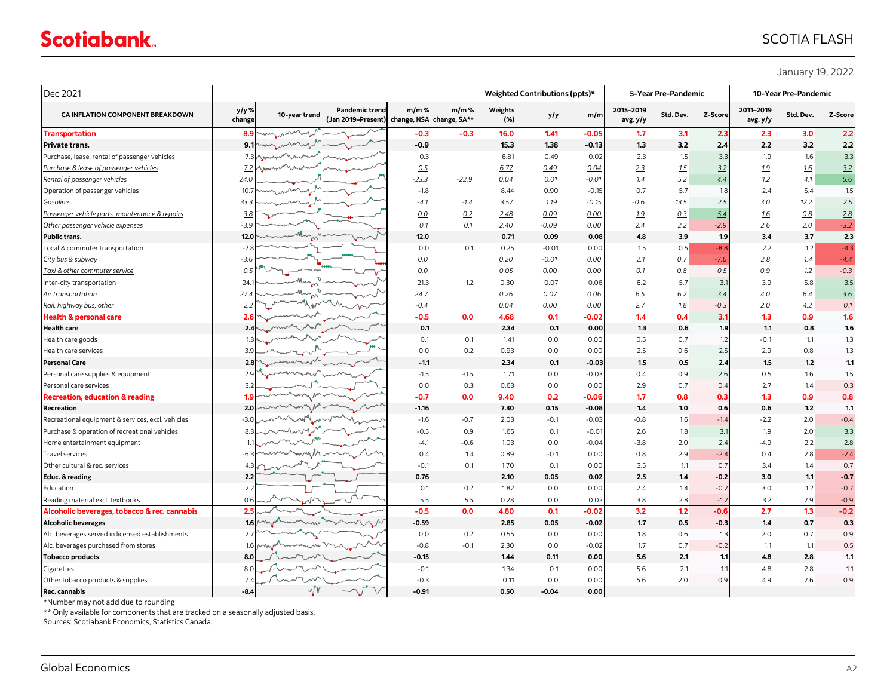January 19, 2022

| Dec 2021 | | | | | | Weighted Contributions (ppts)* | | | 5-Year Pre-Pandemic | | | 10-Year Pre-Pandemic | | |
|---|---|---|---|---|---|---|---|---|---|---|---|---|---|---|
| **CA INFLATION COMPONENT BREAKDOWN** | **y/y % change** | **10-year trend** | **Pandemic trend (Jan 2019–Present)** | **m/m % change, NSA** | **m/m % change, SA**** | **Weights (%)** | **y/y** | **m/m** | **2015–2019 avg. y/y** | **Std. Dev.** | **Z-Score** | **2011–2019 avg. y/y** | **Std. Dev.** | **Z-Score** |
| **Transportation** | **8.9** | | | **-0.3** | **-0.3** | **16.0** | **1.41** | **-0.05** | **1.7** | **3.1** | **2.3** | **2.3** | **3.0** | **2.2** |
| **Private trans.** | **9.1** | | | **-0.9** | | **15.3** | **1.38** | **-0.13** | **1.3** | **3.2** | **2.4** | **2.2** | **3.2** | **2.2** |
| Purchase, lease, rental of passenger vehicles | 7.3 | | | 0.3 | | 6.81 | 0.49 | 0.02 | 2.3 | 1.5 | 3.3 | 1.9 | 1.6 | 3.3 |
| *Purchase & lease of passenger vehicles* | *7.2* | | | *0.5* | | *6.77* | *0.49* | *0.04* | *2.3* | *1.5* | *3.2* | *1.9* | *1.6* | *3.2* |
| *Rental of passenger vehicles* | *24.0* | | | *-23.3* | *-22.9* | *0.04* | *0.01* | *-0.01* | *1.4* | *5.2* | *4.4* | *1.2* | *4.1* | *5.6* |
| Operation of passenger vehicles | 10.7 | | | -1.8 | | 8.44 | 0.90 | -0.15 | 0.7 | 5.7 | 1.8 | 2.4 | 5.4 | 1.5 |
| *Gasoline* | *33.3* | | | *-4.1* | *-1.4* | *3.57* | *1.19* | *-0.15* | *-0.6* | *13.5* | *2.5* | *3.0* | *12.2* | *2.5* |
| *Passenger vehicle parts, maintenance & repairs* | *3.8* | | | *0.0* | *0.2* | *2.48* | *0.09* | *0.00* | *1.9* | *0.3* | *5.4* | *1.6* | *0.8* | *2.8* |
| *Other passenger vehicle expenses* | *-3.9* | | | *0.1* | *0.1* | *2.40* | *-0.09* | *0.00* | *2.4* | *2.2* | *-2.9* | *2.6* | *2.0* | *-3.2* |
| **Public trans.** | **12.0** | | | **12.0** | | **0.71** | **0.09** | **0.08** | **4.8** | **3.9** | **1.9** | **3.4** | **3.7** | **2.3** |
| Local & commuter transportation | -2.8 | | | 0.0 | 0.1 | 0.25 | -0.01 | 0.00 | 1.5 | 0.5 | -8.8 | 2.2 | 1.2 | -4.3 |
| *City bus & subway* | *-3.6* | | | *0.0* | | *0.20* | *-0.01* | *0.00* | *2.1* | *0.7* | *-7.6* | *2.8* | *1.4* | *-4.4* |
| *Taxi & other commuter service* | *0.5* | | | *0.0* | | *0.05* | *0.00* | *0.00* | *0.1* | *0.8* | *0.5* | *0.9* | *1.2* | *-0.3* |
| Inter-city transportation | 24.1 | | | 21.3 | 1.2 | 0.30 | 0.07 | 0.06 | 6.2 | 5.7 | 3.1 | 3.9 | 5.8 | 3.5 |
| *Air transportation* | *27.4* | | | *24.7* | | *0.26* | *0.07* | *0.06* | *6.5* | *6.2* | *3.4* | *4.0* | *6.4* | *3.6* |
| *Rail, highway bus, other* | *2.2* | | | *-0.4* | | *0.04* | *0.00* | *0.00* | *2.7* | *1.8* | *-0.3* | *2.0* | *4.2* | *0.1* |
| **Health & personal care** | **2.6** | | | **-0.5** | **0.0** | **4.68** | **0.1** | **-0.02** | **1.4** | **0.4** | **3.1** | **1.3** | **0.9** | **1.6** |
| **Health care** | **2.4** | | | **0.1** | | **2.34** | **0.1** | **0.00** | **1.3** | **0.6** | **1.9** | **1.1** | **0.8** | **1.6** |
| Health care goods | 1.3 | | | 0.1 | 0.1 | 1.41 | 0.0 | 0.00 | 0.5 | 0.7 | 1.2 | -0.1 | 1.1 | 1.3 |
| Health care services | 3.9 | | | 0.0 | 0.2 | 0.93 | 0.0 | 0.00 | 2.5 | 0.6 | 2.5 | 2.9 | 0.8 | 1.3 |
| **Personal Care** | **2.8** | | | **-1.1** | | **2.34** | **0.1** | **-0.03** | **1.5** | **0.5** | **2.4** | **1.5** | **1.2** | **1.1** |
| Personal care supplies & equipment | 2.9 | | | -1.5 | -0.5 | 1.71 | 0.0 | -0.03 | 0.4 | 0.9 | 2.6 | 0.5 | 1.6 | 1.5 |
| Personal care services | 3.2 | | | 0.0 | 0.3 | 0.63 | 0.0 | 0.00 | 2.9 | 0.7 | 0.4 | 2.7 | 1.4 | 0.3 |
| **Recreation, education & reading** | **1.9** | | | **-0.7** | **0.0** | **9.40** | **0.2** | **-0.06** | **1.7** | **0.8** | **0.3** | **1.3** | **0.9** | **0.8** |
| **Recreation** | **2.0** | | | **-1.16** | | **7.30** | **0.15** | **-0.08** | **1.4** | **1.0** | **0.6** | **0.6** | **1.2** | **1.1** |
| Recreational equipment & services, excl. vehicles | -3.0 | | | -1.6 | -0.7 | 2.03 | -0.1 | -0.03 | -0.8 | 1.6 | -1.4 | -2.2 | 2.0 | -0.4 |
| Purchase & operation of recreational vehicles | 8.3 | | | -0.5 | 0.9 | 1.65 | 0.1 | -0.01 | 2.6 | 1.8 | 3.1 | 1.9 | 2.0 | 3.3 |
| Home entertainment equipment | 1.1 | | | -4.1 | -0.6 | 1.03 | 0.0 | -0.04 | -3.8 | 2.0 | 2.4 | -4.9 | 2.2 | 2.8 |
| Travel services | -6.3 | | | 0.4 | 1.4 | 0.89 | -0.1 | 0.00 | 0.8 | 2.9 | -2.4 | 0.4 | 2.8 | -2.4 |
| Other cultural & rec. services | 4.3 | | | -0.1 | 0.1 | 1.70 | 0.1 | 0.00 | 3.5 | 1.1 | 0.7 | 3.4 | 1.4 | 0.7 |
| **Educ. & reading** | **2.2** | | | **0.76** | | **2.10** | **0.05** | **0.02** | **2.5** | **1.4** | **-0.2** | **3.0** | **1.1** | **-0.7** |
| Education | 2.2 | | | 0.1 | 0.2 | 1.82 | 0.0 | 0.00 | 2.4 | 1.4 | -0.2 | 3.0 | 1.2 | -0.7 |
| Reading material excl. textbooks | 0.6 | | | 5.5 | 5.5 | 0.28 | 0.0 | 0.02 | 3.8 | 2.8 | -1.2 | 3.2 | 2.9 | -0.9 |
| **Alcoholic beverages, tobacco & rec. cannabis** | **2.5** | | | **-0.5** | **0.0** | **4.80** | **0.1** | **-0.02** | **3.2** | **1.2** | **-0.6** | **2.7** | **1.3** | **-0.2** |
| **Alcoholic beverages** | **1.6** | | | **-0.59** | | **2.85** | **0.05** | **-0.02** | **1.7** | **0.5** | **-0.3** | **1.4** | **0.7** | **0.3** |
| Alc. beverages served in licensed establishments | 2.7 | | | 0.0 | 0.2 | 0.55 | 0.0 | 0.00 | 1.8 | 0.6 | 1.3 | 2.0 | 0.7 | 0.9 |
| Alc. beverages purchased from stores | 1.6 | | | -0.8 | -0.1 | 2.30 | 0.0 | -0.02 | 1.7 | 0.7 | -0.2 | 1.1 | 1.1 | 0.5 |
| **Tobacco products** | **8.0** | | | **-0.15** | | **1.44** | **0.11** | **0.00** | **5.6** | **2.1** | **1.1** | **4.8** | **2.8** | **1.1** |
| Cigarettes | 8.0 | | | -0.1 | | 1.34 | 0.1 | 0.00 | 5.6 | 2.1 | 1.1 | 4.8 | 2.8 | 1.1 |
| Other tobacco products & supplies | 7.4 | | | -0.3 | | 0.11 | 0.0 | 0.00 | 5.6 | 2.0 | 0.9 | 4.9 | 2.6 | 0.9 |
| **Rec. cannabis** | **-8.4** | | | **-0.91** | | **0.50** | **-0.04** | **0.00** | | | | | | |

*Number may not add due to rounding

** Only available for components that are tracked on a seasonally adjusted basis.

Sources: Scotiabank Economics, Statistics Canada.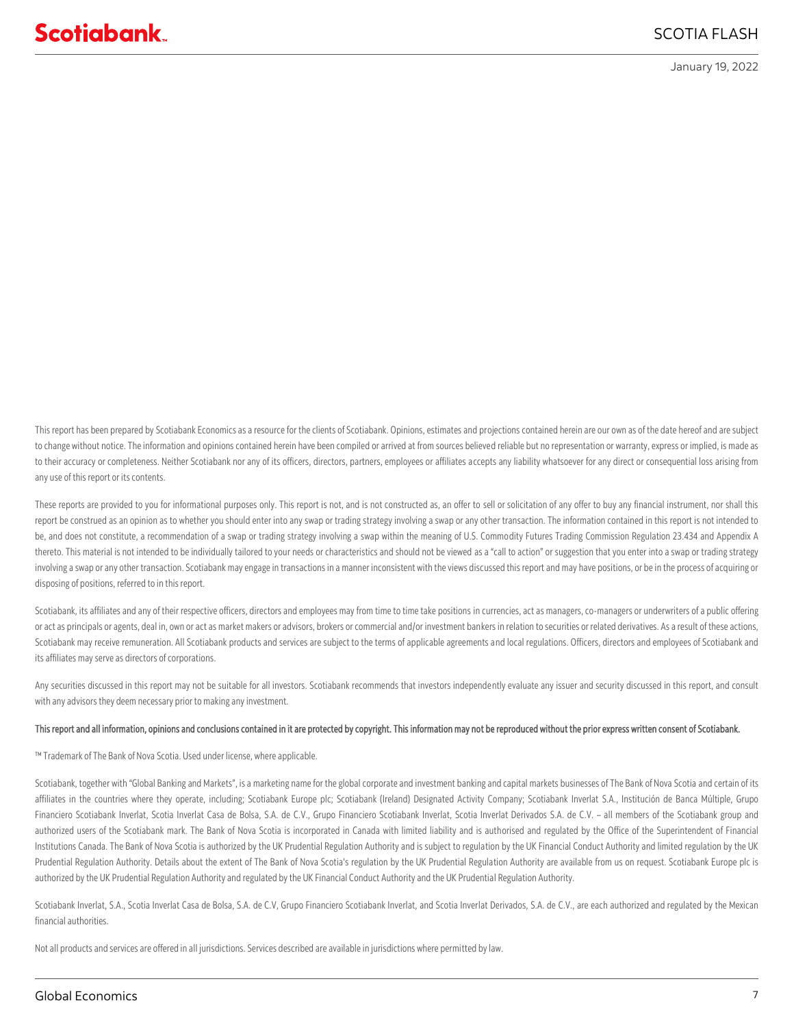This report has been prepared by Scotiabank Economics as a resource for the clients of Scotiabank. Opinions, estimates and projections contained herein are our own as of the date hereof and are subject to change without notice. The information and opinions contained herein have been compiled or arrived at from sources believed reliable but no representation or warranty, express or implied, is made as to their accuracy or completeness. Neither Scotiabank nor any of its officers, directors, partners, employees or affiliates accepts any liability whatsoever for any direct or consequential loss arising from any use of this report or its contents.

These reports are provided to you for informational purposes only. This report is not, and is not constructed as, an offer to sell or solicitation of any offer to buy any financial instrument, nor shall this report be construed as an opinion as to whether you should enter into any swap or trading strategy involving a swap or any other transaction. The information contained in this report is not intended to be, and does not constitute, a recommendation of a swap or trading strategy involving a swap within the meaning of U.S. Commodity Futures Trading Commission Regulation 23.434 and Appendix A thereto. This material is not intended to be individually tailored to your needs or characteristics and should not be viewed as a "call to action" or suggestion that you enter into a swap or trading strategy involving a swap or any other transaction. Scotiabank may engage in transactions in a manner inconsistent with the views discussed this report and may have positions, or be in the process of acquiring or disposing of positions, referred to in this report.

Scotiabank, its affiliates and any of their respective officers, directors and employees may from time to time take positions in currencies, act as managers, co-managers or underwriters of a public offering or act as principals or agents, deal in, own or act as market makers or advisors, brokers or commercial and/or investment bankers in relation to securities or related derivatives. As a result of these actions, Scotiabank may receive remuneration. All Scotiabank products and services are subject to the terms of applicable agreements and local regulations. Officers, directors and employees of Scotiabank and its affiliates may serve as directors of corporations.

Any securities discussed in this report may not be suitable for all investors. Scotiabank recommends that investors independently evaluate any issuer and security discussed in this report, and consult with any advisors they deem necessary prior to making any investment.

**This report and all information, opinions and conclusions contained in it are protected by copyright. This information may not be reproduced without the prior express written consent of Scotiabank.**

™ Trademark of The Bank of Nova Scotia. Used under license, where applicable.

Scotiabank, together with "Global Banking and Markets", is a marketing name for the global corporate and investment banking and capital markets businesses of The Bank of Nova Scotia and certain of its affiliates in the countries where they operate, including; Scotiabank Europe plc; Scotiabank (Ireland) Designated Activity Company; Scotiabank Inverlat S.A., Institución de Banca Múltiple, Grupo Financiero Scotiabank Inverlat, Scotia Inverlat Casa de Bolsa, S.A. de C.V., Grupo Financiero Scotiabank Inverlat, Scotia Inverlat Derivados S.A. de C.V. – all members of the Scotiabank group and authorized users of the Scotiabank mark. The Bank of Nova Scotia is incorporated in Canada with limited liability and is authorised and regulated by the Office of the Superintendent of Financial Institutions Canada. The Bank of Nova Scotia is authorized by the UK Prudential Regulation Authority and is subject to regulation by the UK Financial Conduct Authority and limited regulation by the UK Prudential Regulation Authority. Details about the extent of The Bank of Nova Scotia's regulation by the UK Prudential Regulation Authority are available from us on request. Scotiabank Europe plc is authorized by the UK Prudential Regulation Authority and regulated by the UK Financial Conduct Authority and the UK Prudential Regulation Authority.

Scotiabank Inverlat, S.A., Scotia Inverlat Casa de Bolsa, S.A. de C.V, Grupo Financiero Scotiabank Inverlat, and Scotia Inverlat Derivados, S.A. de C.V., are each authorized and regulated by the Mexican financial authorities.

Not all products and services are offered in all jurisdictions. Services described are available in jurisdictions where permitted by law.